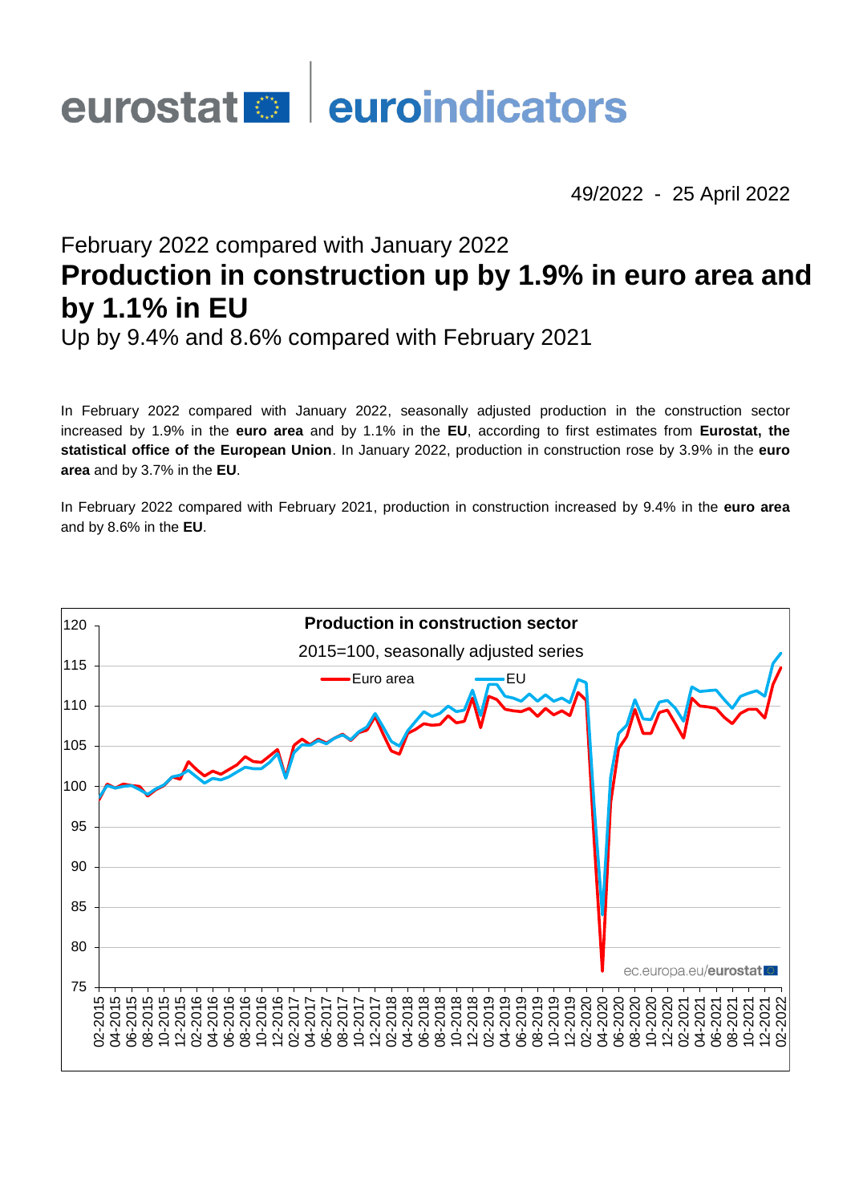eurostat | euroindicators

49/2022 - 25 April 2022

February 2022 compared with January 2022

# Production in construction up by 1.9% in euro area and by 1.1% in EU

Up by 9.4% and 8.6% compared with February 2021

In February 2022 compared with January 2022, seasonally adjusted production in the construction sector increased by 1.9% in the **euro area** and by 1.1% in the **EU**, according to first estimates from **Eurostat, the statistical office of the European Union**. In January 2022, production in construction rose by 3.9% in the **euro area** and by 3.7% in the **EU**.

In February 2022 compared with February 2021, production in construction increased by 9.4% in the **euro area** and by 8.6% in the **EU**.

**Production in construction sector**

2015=100, seasonally adjusted series

Euro area — EU

ec.europa.eu/eurostat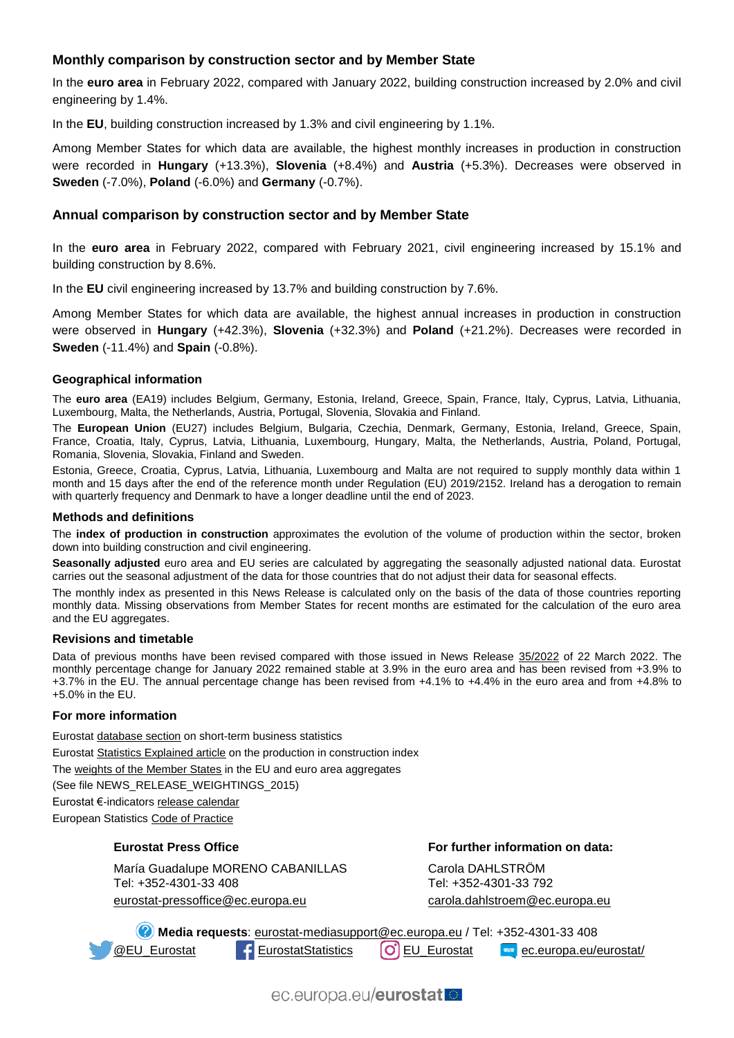## Monthly comparison by construction sector and by Member State

In the **euro area** in February 2022, compared with January 2022, building construction increased by 2.0% and civil engineering by 1.4%.

In the **EU**, building construction increased by 1.3% and civil engineering by 1.1%.

Among Member States for which data are available, the highest monthly increases in production in construction were recorded in **Hungary** (+13.3%), **Slovenia** (+8.4%) and **Austria** (+5.3%). Decreases were observed in **Sweden** (-7.0%), **Poland** (-6.0%) and **Germany** (-0.7%).

## Annual comparison by construction sector and by Member State

In the **euro area** in February 2022, compared with February 2021, civil engineering increased by 15.1% and building construction by 8.6%.

In the **EU** civil engineering increased by 13.7% and building construction by 7.6%.

Among Member States for which data are available, the highest annual increases in production in construction were observed in **Hungary** (+42.3%), **Slovenia** (+32.3%) and **Poland** (+21.2%). Decreases were recorded in **Sweden** (-11.4%) and **Spain** (-0.8%).

### Geographical information

The **euro area** (EA19) includes Belgium, Germany, Estonia, Ireland, Greece, Spain, France, Italy, Cyprus, Latvia, Lithuania, Luxembourg, Malta, the Netherlands, Austria, Portugal, Slovenia, Slovakia and Finland.

The **European Union** (EU27) includes Belgium, Bulgaria, Czechia, Denmark, Germany, Estonia, Ireland, Greece, Spain, France, Croatia, Italy, Cyprus, Latvia, Lithuania, Luxembourg, Hungary, Malta, the Netherlands, Austria, Poland, Portugal, Romania, Slovenia, Slovakia, Finland and Sweden.

Estonia, Greece, Croatia, Cyprus, Latvia, Lithuania, Luxembourg and Malta are not required to supply monthly data within 1 month and 15 days after the end of the reference month under Regulation (EU) 2019/2152. Ireland has a derogation to remain with quarterly frequency and Denmark to have a longer deadline until the end of 2023.

### Methods and definitions

The **index of production in construction** approximates the evolution of the volume of production within the sector, broken down into building construction and civil engineering.

**Seasonally adjusted** euro area and EU series are calculated by aggregating the seasonally adjusted national data. Eurostat carries out the seasonal adjustment of the data for those countries that do not adjust their data for seasonal effects.

The monthly index as presented in this News Release is calculated only on the basis of the data of those countries reporting monthly data. Missing observations from Member States for recent months are estimated for the calculation of the euro area and the EU aggregates.

### Revisions and timetable

Data of previous months have been revised compared with those issued in News Release 35/2022 of 22 March 2022. The monthly percentage change for January 2022 remained stable at 3.9% in the euro area and has been revised from +3.9% to +3.7% in the EU. The annual percentage change has been revised from +4.1% to +4.4% in the euro area and from +4.8% to +5.0% in the EU.

### For more information

Eurostat database section on short-term business statistics

Eurostat Statistics Explained article on the production in construction index

The weights of the Member States in the EU and euro area aggregates

(See file NEWS_RELEASE_WEIGHTINGS_2015)

Eurostat €-indicators release calendar

European Statistics Code of Practice

**Eurostat Press Office**

María Guadalupe MORENO CABANILLAS
Tel: +352-4301-33 408
eurostat-pressoffice@ec.europa.eu

**For further information on data:**

Carola DAHLSTRÖM
Tel: +352-4301-33 792
carola.dahlstroem@ec.europa.eu

**Media requests**: eurostat-mediasupport@ec.europa.eu / Tel: +352-4301-33 408

@EU_Eurostat EurostatStatistics EU_Eurostat ec.europa.eu/eurostat/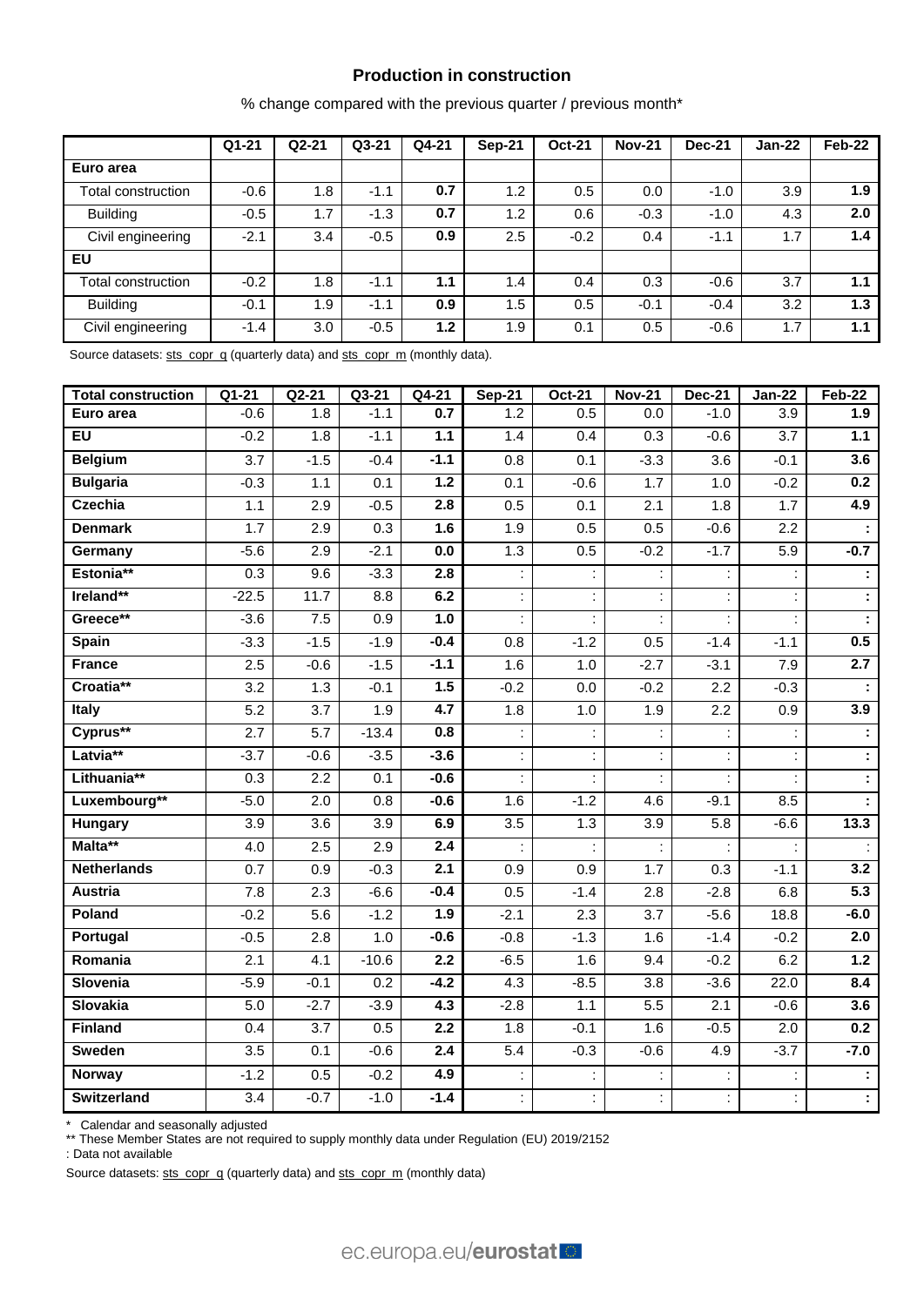### Production in construction

% change compared with the previous quarter / previous month*

| | Q1-21 | Q2-21 | Q3-21 | Q4-21 | Sep-21 | Oct-21 | Nov-21 | Dec-21 | Jan-22 | Feb-22 |
|---|---|---|---|---|---|---|---|---|---|---|
| **Euro area** | | | | | | | | | | |
| Total construction | -0.6 | 1.8 | -1.1 | **0.7** | 1.2 | 0.5 | 0.0 | -1.0 | 3.9 | **1.9** |
| Building | -0.5 | 1.7 | -1.3 | **0.7** | 1.2 | 0.6 | -0.3 | -1.0 | 4.3 | **2.0** |
| Civil engineering | -2.1 | 3.4 | -0.5 | **0.9** | 2.5 | -0.2 | 0.4 | -1.1 | 1.7 | **1.4** |
| **EU** | | | | | | | | | | |
| Total construction | -0.2 | 1.8 | -1.1 | **1.1** | 1.4 | 0.4 | 0.3 | -0.6 | 3.7 | **1.1** |
| Building | -0.1 | 1.9 | -1.1 | **0.9** | 1.5 | 0.5 | -0.1 | -0.4 | 3.2 | **1.3** |
| Civil engineering | -1.4 | 3.0 | -0.5 | **1.2** | 1.9 | 0.1 | 0.5 | -0.6 | 1.7 | **1.1** |

Source datasets: sts_copr_q (quarterly data) and sts_copr_m (monthly data).

| Total construction | Q1-21 | Q2-21 | Q3-21 | Q4-21 | Sep-21 | Oct-21 | Nov-21 | Dec-21 | Jan-22 | Feb-22 |
|---|---|---|---|---|---|---|---|---|---|---|
| **Euro area** | -0.6 | 1.8 | -1.1 | **0.7** | 1.2 | 0.5 | 0.0 | -1.0 | 3.9 | **1.9** |
| **EU** | -0.2 | 1.8 | -1.1 | **1.1** | 1.4 | 0.4 | 0.3 | -0.6 | 3.7 | **1.1** |
| **Belgium** | 3.7 | -1.5 | -0.4 | **-1.1** | 0.8 | 0.1 | -3.3 | 3.6 | -0.1 | **3.6** |
| **Bulgaria** | -0.3 | 1.1 | 0.1 | **1.2** | 0.1 | -0.6 | 1.7 | 1.0 | -0.2 | **0.2** |
| **Czechia** | 1.1 | 2.9 | -0.5 | **2.8** | 0.5 | 0.1 | 2.1 | 1.8 | 1.7 | **4.9** |
| **Denmark** | 1.7 | 2.9 | 0.3 | **1.6** | 1.9 | 0.5 | 0.5 | -0.6 | 2.2 | **:** |
| **Germany** | -5.6 | 2.9 | -2.1 | **0.0** | 1.3 | 0.5 | -0.2 | -1.7 | 5.9 | **-0.7** |
| **Estonia**** | 0.3 | 9.6 | -3.3 | **2.8** | : | : | : | : | : | **:** |
| **Ireland**** | -22.5 | 11.7 | 8.8 | **6.2** | : | : | : | : | : | **:** |
| **Greece**** | -3.6 | 7.5 | 0.9 | **1.0** | : | : | : | : | : | **:** |
| **Spain** | -3.3 | -1.5 | -1.9 | **-0.4** | 0.8 | -1.2 | 0.5 | -1.4 | -1.1 | **0.5** |
| **France** | 2.5 | -0.6 | -1.5 | **-1.1** | 1.6 | 1.0 | -2.7 | -3.1 | 7.9 | **2.7** |
| **Croatia**** | 3.2 | 1.3 | -0.1 | **1.5** | -0.2 | 0.0 | -0.2 | 2.2 | -0.3 | **:** |
| **Italy** | 5.2 | 3.7 | 1.9 | **4.7** | 1.8 | 1.0 | 1.9 | 2.2 | 0.9 | **3.9** |
| **Cyprus**** | 2.7 | 5.7 | -13.4 | **0.8** | : | : | : | : | : | **:** |
| **Latvia**** | -3.7 | -0.6 | -3.5 | **-3.6** | : | : | : | : | : | **:** |
| **Lithuania**** | 0.3 | 2.2 | 0.1 | **-0.6** | : | : | : | : | : | **:** |
| **Luxembourg**** | -5.0 | 2.0 | 0.8 | **-0.6** | 1.6 | -1.2 | 4.6 | -9.1 | 8.5 | **:** |
| **Hungary** | 3.9 | 3.6 | 3.9 | **6.9** | 3.5 | 1.3 | 3.9 | 5.8 | -6.6 | **13.3** |
| **Malta**** | 4.0 | 2.5 | 2.9 | **2.4** | : | : | : | : | : | : |
| **Netherlands** | 0.7 | 0.9 | -0.3 | **2.1** | 0.9 | 0.9 | 1.7 | 0.3 | -1.1 | **3.2** |
| **Austria** | 7.8 | 2.3 | -6.6 | **-0.4** | 0.5 | -1.4 | 2.8 | -2.8 | 6.8 | **5.3** |
| **Poland** | -0.2 | 5.6 | -1.2 | **1.9** | -2.1 | 2.3 | 3.7 | -5.6 | 18.8 | **-6.0** |
| **Portugal** | -0.5 | 2.8 | 1.0 | **-0.6** | -0.8 | -1.3 | 1.6 | -1.4 | -0.2 | **2.0** |
| **Romania** | 2.1 | 4.1 | -10.6 | **2.2** | -6.5 | 1.6 | 9.4 | -0.2 | 6.2 | **1.2** |
| **Slovenia** | -5.9 | -0.1 | 0.2 | **-4.2** | 4.3 | -8.5 | 3.8 | -3.6 | 22.0 | **8.4** |
| **Slovakia** | 5.0 | -2.7 | -3.9 | **4.3** | -2.8 | 1.1 | 5.5 | 2.1 | -0.6 | **3.6** |
| **Finland** | 0.4 | 3.7 | 0.5 | **2.2** | 1.8 | -0.1 | 1.6 | -0.5 | 2.0 | **0.2** |
| **Sweden** | 3.5 | 0.1 | -0.6 | **2.4** | 5.4 | -0.3 | -0.6 | 4.9 | -3.7 | **-7.0** |
| **Norway** | -1.2 | 0.5 | -0.2 | **4.9** | : | : | : | : | : | **:** |
| **Switzerland** | 3.4 | -0.7 | -1.0 | **-1.4** | : | : | : | : | : | **:** |

\* Calendar and seasonally adjusted

** These Member States are not required to supply monthly data under Regulation (EU) 2019/2152

: Data not available

Source datasets: sts_copr_q (quarterly data) and sts_copr_m (monthly data)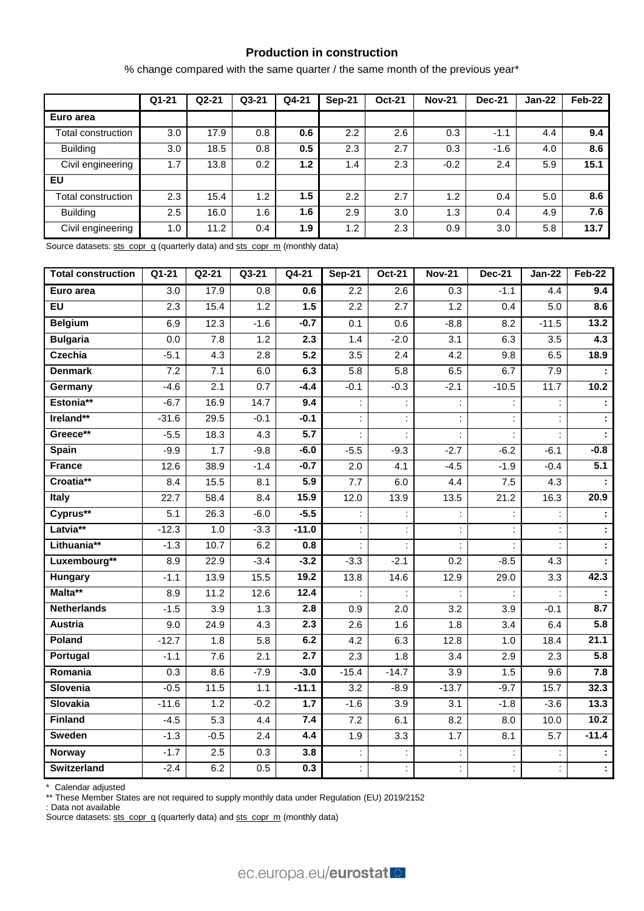### Production in construction

% change compared with the same quarter / the same month of the previous year*

| | Q1-21 | Q2-21 | Q3-21 | Q4-21 | Sep-21 | Oct-21 | Nov-21 | Dec-21 | Jan-22 | Feb-22 |
|---|---|---|---|---|---|---|---|---|---|---|
| **Euro area** | | | | | | | | | | |
| Total construction | 3.0 | 17.9 | 0.8 | **0.6** | 2.2 | 2.6 | 0.3 | -1.1 | 4.4 | **9.4** |
| Building | 3.0 | 18.5 | 0.8 | **0.5** | 2.3 | 2.7 | 0.3 | -1.6 | 4.0 | **8.6** |
| Civil engineering | 1.7 | 13.8 | 0.2 | **1.2** | 1.4 | 2.3 | -0.2 | 2.4 | 5.9 | **15.1** |
| **EU** | | | | | | | | | | |
| Total construction | 2.3 | 15.4 | 1.2 | **1.5** | 2.2 | 2.7 | 1.2 | 0.4 | 5.0 | **8.6** |
| Building | 2.5 | 16.0 | 1.6 | **1.6** | 2.9 | 3.0 | 1.3 | 0.4 | 4.9 | **7.6** |
| Civil engineering | 1.0 | 11.2 | 0.4 | **1.9** | 1.2 | 2.3 | 0.9 | 3.0 | 5.8 | **13.7** |

Source datasets: sts_copr_q (quarterly data) and sts_copr_m (monthly data)

| Total construction | Q1-21 | Q2-21 | Q3-21 | Q4-21 | Sep-21 | Oct-21 | Nov-21 | Dec-21 | Jan-22 | Feb-22 |
|---|---|---|---|---|---|---|---|---|---|---|
| **Euro area** | 3.0 | 17.9 | 0.8 | **0.6** | 2.2 | 2.6 | 0.3 | -1.1 | 4.4 | **9.4** |
| **EU** | 2.3 | 15.4 | 1.2 | **1.5** | 2.2 | 2.7 | 1.2 | 0.4 | 5.0 | **8.6** |
| **Belgium** | 6.9 | 12.3 | -1.6 | **-0.7** | 0.1 | 0.6 | -8.8 | 8.2 | -11.5 | **13.2** |
| **Bulgaria** | 0.0 | 7.8 | 1.2 | **2.3** | 1.4 | -2.0 | 3.1 | 6.3 | 3.5 | **4.3** |
| **Czechia** | -5.1 | 4.3 | 2.8 | **5.2** | 3.5 | 2.4 | 4.2 | 9.8 | 6.5 | **18.9** |
| **Denmark** | 7.2 | 7.1 | 6.0 | **6.3** | 5.8 | 5.8 | 6.5 | 6.7 | 7.9 | **:** |
| **Germany** | -4.6 | 2.1 | 0.7 | **-4.4** | -0.1 | -0.3 | -2.1 | -10.5 | 11.7 | **10.2** |
| **Estonia**** | -6.7 | 16.9 | 14.7 | **9.4** | : | : | : | : | : | **:** |
| **Ireland**** | -31.6 | 29.5 | -0.1 | **-0.1** | : | : | : | : | : | **:** |
| **Greece**** | -5.5 | 18.3 | 4.3 | **5.7** | : | : | : | : | : | **:** |
| **Spain** | -9.9 | 1.7 | -9.8 | **-6.0** | -5.5 | -9.3 | -2.7 | -6.2 | -6.1 | **-0.8** |
| **France** | 12.6 | 38.9 | -1.4 | **-0.7** | 2.0 | 4.1 | -4.5 | -1.9 | -0.4 | **5.1** |
| **Croatia**** | 8.4 | 15.5 | 8.1 | **5.9** | 7.7 | 6.0 | 4.4 | 7.5 | 4.3 | **:** |
| **Italy** | 22.7 | 58.4 | 8.4 | **15.9** | 12.0 | 13.9 | 13.5 | 21.2 | 16.3 | **20.9** |
| **Cyprus**** | 5.1 | 26.3 | -6.0 | **-5.5** | : | : | : | : | : | **:** |
| **Latvia**** | -12.3 | 1.0 | -3.3 | **-11.0** | : | : | : | : | : | **:** |
| **Lithuania**** | -1.3 | 10.7 | 6.2 | **0.8** | : | : | : | : | : | **:** |
| **Luxembourg**** | 8.9 | 22.9 | -3.4 | **-3.2** | -3.3 | -2.1 | 0.2 | -8.5 | 4.3 | **:** |
| **Hungary** | -1.1 | 13.9 | 15.5 | **19.2** | 13.8 | 14.6 | 12.9 | 29.0 | 3.3 | **42.3** |
| **Malta**** | 8.9 | 11.2 | 12.6 | **12.4** | : | : | : | : | : | **:** |
| **Netherlands** | -1.5 | 3.9 | 1.3 | **2.8** | 0.9 | 2.0 | 3.2 | 3.9 | -0.1 | **8.7** |
| **Austria** | 9.0 | 24.9 | 4.3 | **2.3** | 2.6 | 1.6 | 1.8 | 3.4 | 6.4 | **5.8** |
| **Poland** | -12.7 | 1.8 | 5.8 | **6.2** | 4.2 | 6.3 | 12.8 | 1.0 | 18.4 | **21.1** |
| **Portugal** | -1.1 | 7.6 | 2.1 | **2.7** | 2.3 | 1.8 | 3.4 | 2.9 | 2.3 | **5.8** |
| **Romania** | 0.3 | 8.6 | -7.9 | **-3.0** | -15.4 | -14.7 | 3.9 | 1.5 | 9.6 | **7.8** |
| **Slovenia** | -0.5 | 11.5 | 1.1 | **-11.1** | 3.2 | -8.9 | -13.7 | -9.7 | 15.7 | **32.3** |
| **Slovakia** | -11.6 | 1.2 | -0.2 | **1.7** | -1.6 | 3.9 | 3.1 | -1.8 | -3.6 | **13.3** |
| **Finland** | -4.5 | 5.3 | 4.4 | **7.4** | 7.2 | 6.1 | 8.2 | 8.0 | 10.0 | **10.2** |
| **Sweden** | -1.3 | -0.5 | 2.4 | **4.4** | 1.9 | 3.3 | 1.7 | 8.1 | 5.7 | **-11.4** |
| **Norway** | -1.7 | 2.5 | 0.3 | **3.8** | : | : | : | : | : | **:** |
| **Switzerland** | -2.4 | 6.2 | 0.5 | **0.3** | : | : | : | : | : | **:** |

\* Calendar adjusted

** These Member States are not required to supply monthly data under Regulation (EU) 2019/2152

: Data not available

Source datasets: sts_copr_q (quarterly data) and sts_copr_m (monthly data)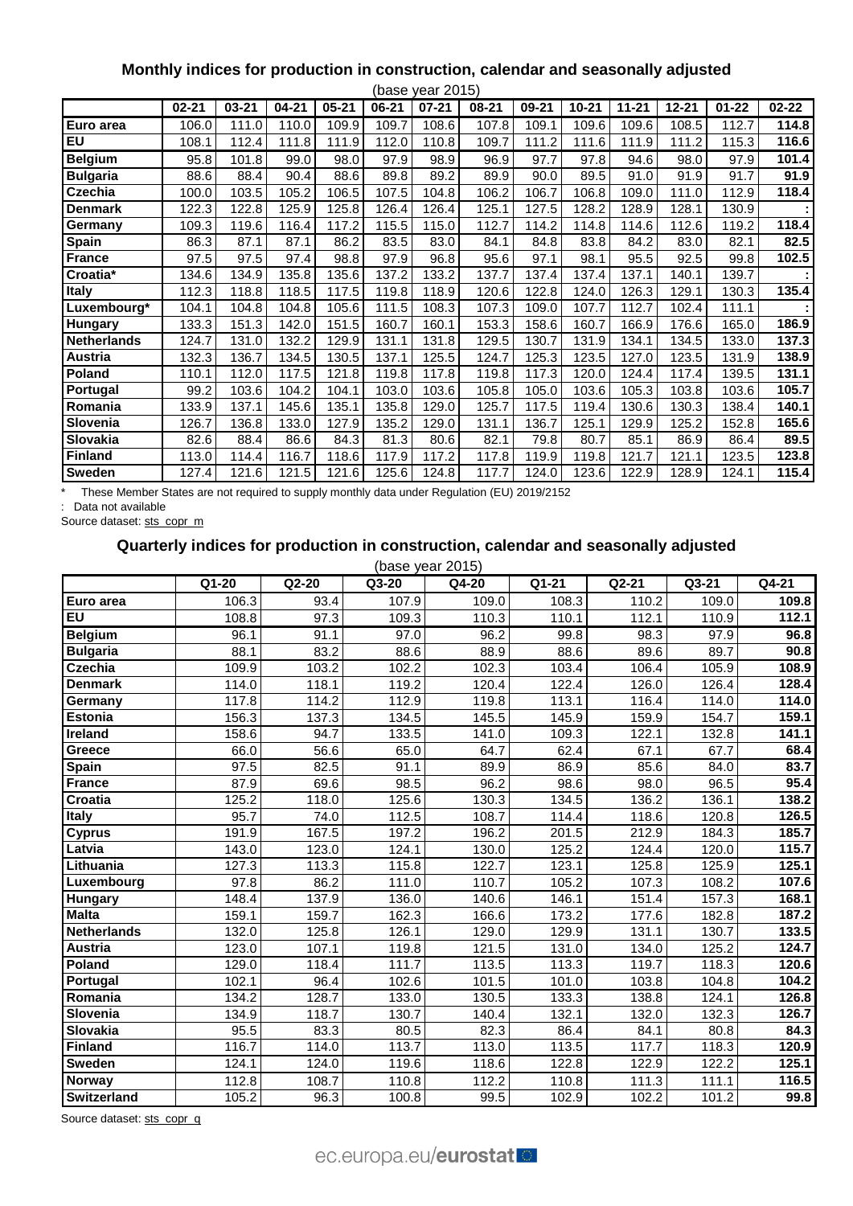## Monthly indices for production in construction, calendar and seasonally adjusted

(base year 2015)

| | 02-21 | 03-21 | 04-21 | 05-21 | 06-21 | 07-21 | 08-21 | 09-21 | 10-21 | 11-21 | 12-21 | 01-22 | 02-22 |
|---|---|---|---|---|---|---|---|---|---|---|---|---|---|
| **Euro area** | 106.0 | 111.0 | 110.0 | 109.9 | 109.7 | 108.6 | 107.8 | 109.1 | 109.6 | 109.6 | 108.5 | 112.7 | **114.8** |
| **EU** | 108.1 | 112.4 | 111.8 | 111.9 | 112.0 | 110.8 | 109.7 | 111.2 | 111.6 | 111.9 | 111.2 | 115.3 | **116.6** |
| **Belgium** | 95.8 | 101.8 | 99.0 | 98.0 | 97.9 | 98.9 | 96.9 | 97.7 | 97.8 | 94.6 | 98.0 | 97.9 | **101.4** |
| **Bulgaria** | 88.6 | 88.4 | 90.4 | 88.6 | 89.8 | 89.2 | 89.9 | 90.0 | 89.5 | 91.0 | 91.9 | 91.7 | **91.9** |
| **Czechia** | 100.0 | 103.5 | 105.2 | 106.5 | 107.5 | 104.8 | 106.2 | 106.7 | 106.8 | 109.0 | 111.0 | 112.9 | **118.4** |
| **Denmark** | 122.3 | 122.8 | 125.9 | 125.8 | 126.4 | 126.4 | 125.1 | 127.5 | 128.2 | 128.9 | 128.1 | 130.9 | **:** |
| **Germany** | 109.3 | 119.6 | 116.4 | 117.2 | 115.5 | 115.0 | 112.7 | 114.2 | 114.8 | 114.6 | 112.6 | 119.2 | **118.4** |
| **Spain** | 86.3 | 87.1 | 87.1 | 86.2 | 83.5 | 83.0 | 84.1 | 84.8 | 83.8 | 84.2 | 83.0 | 82.1 | **82.5** |
| **France** | 97.5 | 97.5 | 97.4 | 98.8 | 97.9 | 96.8 | 95.6 | 97.1 | 98.1 | 95.5 | 92.5 | 99.8 | **102.5** |
| **Croatia*** | 134.6 | 134.9 | 135.8 | 135.6 | 137.2 | 133.2 | 137.7 | 137.4 | 137.4 | 137.1 | 140.1 | 139.7 | **:** |
| **Italy** | 112.3 | 118.8 | 118.5 | 117.5 | 119.8 | 118.9 | 120.6 | 122.8 | 124.0 | 126.3 | 129.1 | 130.3 | **135.4** |
| **Luxembourg*** | 104.1 | 104.8 | 104.8 | 105.6 | 111.5 | 108.3 | 107.3 | 109.0 | 107.7 | 112.7 | 102.4 | 111.1 | **:** |
| **Hungary** | 133.3 | 151.3 | 142.0 | 151.5 | 160.7 | 160.1 | 153.3 | 158.6 | 160.7 | 166.9 | 176.6 | 165.0 | **186.9** |
| **Netherlands** | 124.7 | 131.0 | 132.2 | 129.9 | 131.1 | 131.8 | 129.5 | 130.7 | 131.9 | 134.1 | 134.5 | 133.0 | **137.3** |
| **Austria** | 132.3 | 136.7 | 134.5 | 130.5 | 137.1 | 125.5 | 124.7 | 125.3 | 123.5 | 127.0 | 123.5 | 131.9 | **138.9** |
| **Poland** | 110.1 | 112.0 | 117.5 | 121.8 | 119.8 | 117.8 | 119.8 | 117.3 | 120.0 | 124.4 | 117.4 | 139.5 | **131.1** |
| **Portugal** | 99.2 | 103.6 | 104.2 | 104.1 | 103.0 | 103.6 | 105.8 | 105.0 | 103.6 | 105.3 | 103.8 | 103.6 | **105.7** |
| **Romania** | 133.9 | 137.1 | 145.6 | 135.1 | 135.8 | 129.0 | 125.7 | 117.5 | 119.4 | 130.6 | 130.3 | 138.4 | **140.1** |
| **Slovenia** | 126.7 | 136.8 | 133.0 | 127.9 | 135.2 | 129.0 | 131.1 | 136.7 | 125.1 | 129.9 | 125.2 | 152.8 | **165.6** |
| **Slovakia** | 82.6 | 88.4 | 86.6 | 84.3 | 81.3 | 80.6 | 82.1 | 79.8 | 80.7 | 85.1 | 86.9 | 86.4 | **89.5** |
| **Finland** | 113.0 | 114.4 | 116.7 | 118.6 | 117.9 | 117.2 | 117.8 | 119.9 | 119.8 | 121.7 | 121.1 | 123.5 | **123.8** |
| **Sweden** | 127.4 | 121.6 | 121.5 | 121.6 | 125.6 | 124.8 | 117.7 | 124.0 | 123.6 | 122.9 | 128.9 | 124.1 | **115.4** |

\* These Member States are not required to supply monthly data under Regulation (EU) 2019/2152

: Data not available

Source dataset: sts_copr_m

## Quarterly indices for production in construction, calendar and seasonally adjusted

(base year 2015)

| | Q1-20 | Q2-20 | Q3-20 | Q4-20 | Q1-21 | Q2-21 | Q3-21 | Q4-21 |
|---|---|---|---|---|---|---|---|---|
| **Euro area** | 106.3 | 93.4 | 107.9 | 109.0 | 108.3 | 110.2 | 109.0 | **109.8** |
| **EU** | 108.8 | 97.3 | 109.3 | 110.3 | 110.1 | 112.1 | 110.9 | **112.1** |
| **Belgium** | 96.1 | 91.1 | 97.0 | 96.2 | 99.8 | 98.3 | 97.9 | **96.8** |
| **Bulgaria** | 88.1 | 83.2 | 88.6 | 88.9 | 88.6 | 89.6 | 89.7 | **90.8** |
| **Czechia** | 109.9 | 103.2 | 102.2 | 102.3 | 103.4 | 106.4 | 105.9 | **108.9** |
| **Denmark** | 114.0 | 118.1 | 119.2 | 120.4 | 122.4 | 126.0 | 126.4 | **128.4** |
| **Germany** | 117.8 | 114.2 | 112.9 | 119.8 | 113.1 | 116.4 | 114.0 | **114.0** |
| **Estonia** | 156.3 | 137.3 | 134.5 | 145.5 | 145.9 | 159.9 | 154.7 | **159.1** |
| **Ireland** | 158.6 | 94.7 | 133.5 | 141.0 | 109.3 | 122.1 | 132.8 | **141.1** |
| **Greece** | 66.0 | 56.6 | 65.0 | 64.7 | 62.4 | 67.1 | 67.7 | **68.4** |
| **Spain** | 97.5 | 82.5 | 91.1 | 89.9 | 86.9 | 85.6 | 84.0 | **83.7** |
| **France** | 87.9 | 69.6 | 98.5 | 96.2 | 98.6 | 98.0 | 96.5 | **95.4** |
| **Croatia** | 125.2 | 118.0 | 125.6 | 130.3 | 134.5 | 136.2 | 136.1 | **138.2** |
| **Italy** | 95.7 | 74.0 | 112.5 | 108.7 | 114.4 | 118.6 | 120.8 | **126.5** |
| **Cyprus** | 191.9 | 167.5 | 197.2 | 196.2 | 201.5 | 212.9 | 184.3 | **185.7** |
| **Latvia** | 143.0 | 123.0 | 124.1 | 130.0 | 125.2 | 124.4 | 120.0 | **115.7** |
| **Lithuania** | 127.3 | 113.3 | 115.8 | 122.7 | 123.1 | 125.8 | 125.9 | **125.1** |
| **Luxembourg** | 97.8 | 86.2 | 111.0 | 110.7 | 105.2 | 107.3 | 108.2 | **107.6** |
| **Hungary** | 148.4 | 137.9 | 136.0 | 140.6 | 146.1 | 151.4 | 157.3 | **168.1** |
| **Malta** | 159.1 | 159.7 | 162.3 | 166.6 | 173.2 | 177.6 | 182.8 | **187.2** |
| **Netherlands** | 132.0 | 125.8 | 126.1 | 129.0 | 129.9 | 131.1 | 130.7 | **133.5** |
| **Austria** | 123.0 | 107.1 | 119.8 | 121.5 | 131.0 | 134.0 | 125.2 | **124.7** |
| **Poland** | 129.0 | 118.4 | 111.7 | 113.5 | 113.3 | 119.7 | 118.3 | **120.6** |
| **Portugal** | 102.1 | 96.4 | 102.6 | 101.5 | 101.0 | 103.8 | 104.8 | **104.2** |
| **Romania** | 134.2 | 128.7 | 133.0 | 130.5 | 133.3 | 138.8 | 124.1 | **126.8** |
| **Slovenia** | 134.9 | 118.7 | 130.7 | 140.4 | 132.1 | 132.0 | 132.3 | **126.7** |
| **Slovakia** | 95.5 | 83.3 | 80.5 | 82.3 | 86.4 | 84.1 | 80.8 | **84.3** |
| **Finland** | 116.7 | 114.0 | 113.7 | 113.0 | 113.5 | 117.7 | 118.3 | **120.9** |
| **Sweden** | 124.1 | 124.0 | 119.6 | 118.6 | 122.8 | 122.9 | 122.2 | **125.1** |
| **Norway** | 112.8 | 108.7 | 110.8 | 112.2 | 110.8 | 111.3 | 111.1 | **116.5** |
| **Switzerland** | 105.2 | 96.3 | 100.8 | 99.5 | 102.9 | 102.2 | 101.2 | **99.8** |

Source dataset: sts_copr_q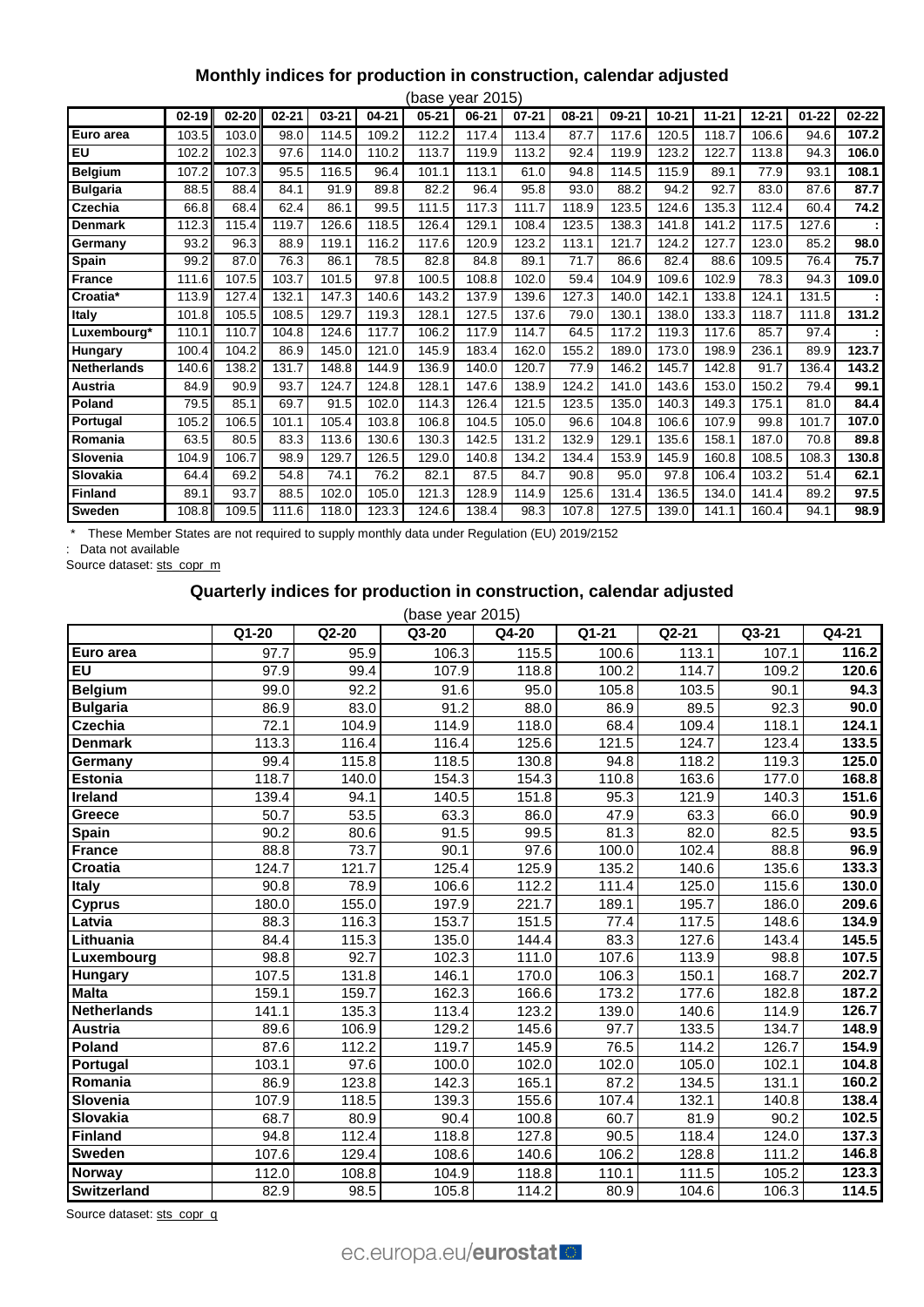## Monthly indices for production in construction, calendar adjusted

(base year 2015)

| | 02-19 | 02-20 | 02-21 | 03-21 | 04-21 | 05-21 | 06-21 | 07-21 | 08-21 | 09-21 | 10-21 | 11-21 | 12-21 | 01-22 | 02-22 |
|---|---|---|---|---|---|---|---|---|---|---|---|---|---|---|---|
| **Euro area** | 103.5 | 103.0 | 98.0 | 114.5 | 109.2 | 112.2 | 117.4 | 113.4 | 87.7 | 117.6 | 120.5 | 118.7 | 106.6 | 94.6 | **107.2** |
| **EU** | 102.2 | 102.3 | 97.6 | 114.0 | 110.2 | 113.7 | 119.9 | 113.2 | 92.4 | 119.9 | 123.2 | 122.7 | 113.8 | 94.3 | **106.0** |
| **Belgium** | 107.2 | 107.3 | 95.5 | 116.5 | 96.4 | 101.1 | 113.1 | 61.0 | 94.8 | 114.5 | 115.9 | 89.1 | 77.9 | 93.1 | **108.1** |
| **Bulgaria** | 88.5 | 88.4 | 84.1 | 91.9 | 89.8 | 82.2 | 96.4 | 95.8 | 93.0 | 88.2 | 94.2 | 92.7 | 83.0 | 87.6 | **87.7** |
| **Czechia** | 66.8 | 68.4 | 62.4 | 86.1 | 99.5 | 111.5 | 117.3 | 111.7 | 118.9 | 123.5 | 124.6 | 135.3 | 112.4 | 60.4 | **74.2** |
| **Denmark** | 112.3 | 115.4 | 119.7 | 126.6 | 118.5 | 126.4 | 129.1 | 108.4 | 123.5 | 138.3 | 141.8 | 141.2 | 117.5 | 127.6 | **:** |
| **Germany** | 93.2 | 96.3 | 88.9 | 119.1 | 116.2 | 117.6 | 120.9 | 123.2 | 113.1 | 121.7 | 124.2 | 127.7 | 123.0 | 85.2 | **98.0** |
| **Spain** | 99.2 | 87.0 | 76.3 | 86.1 | 78.5 | 82.8 | 84.8 | 89.1 | 71.7 | 86.6 | 82.4 | 88.6 | 109.5 | 76.4 | **75.7** |
| **France** | 111.6 | 107.5 | 103.7 | 101.5 | 97.8 | 100.5 | 108.8 | 102.0 | 59.4 | 104.9 | 109.6 | 102.9 | 78.3 | 94.3 | **109.0** |
| **Croatia*** | 113.9 | 127.4 | 132.1 | 147.3 | 140.6 | 143.2 | 137.9 | 139.6 | 127.3 | 140.0 | 142.1 | 133.8 | 124.1 | 131.5 | **:** |
| **Italy** | 101.8 | 105.5 | 108.5 | 129.7 | 119.3 | 128.1 | 127.5 | 137.6 | 79.0 | 130.1 | 138.0 | 133.3 | 118.7 | 111.8 | **131.2** |
| **Luxembourg*** | 110.1 | 110.7 | 104.8 | 124.6 | 117.7 | 106.2 | 117.9 | 114.7 | 64.5 | 117.2 | 119.3 | 117.6 | 85.7 | 97.4 | **:** |
| **Hungary** | 100.4 | 104.2 | 86.9 | 145.0 | 121.0 | 145.9 | 183.4 | 162.0 | 155.2 | 189.0 | 173.0 | 198.9 | 236.1 | 89.9 | **123.7** |
| **Netherlands** | 140.6 | 138.2 | 131.7 | 148.8 | 144.9 | 136.9 | 140.0 | 120.7 | 77.9 | 146.2 | 145.7 | 142.8 | 91.7 | 136.4 | **143.2** |
| **Austria** | 84.9 | 90.9 | 93.7 | 124.7 | 124.8 | 128.1 | 147.6 | 138.9 | 124.2 | 141.0 | 143.6 | 153.0 | 150.2 | 79.4 | **99.1** |
| **Poland** | 79.5 | 85.1 | 69.7 | 91.5 | 102.0 | 114.3 | 126.4 | 121.5 | 123.5 | 135.0 | 140.3 | 149.3 | 175.1 | 81.0 | **84.4** |
| **Portugal** | 105.2 | 106.5 | 101.1 | 105.4 | 103.8 | 106.8 | 104.5 | 105.0 | 96.6 | 104.8 | 106.6 | 107.9 | 99.8 | 101.7 | **107.0** |
| **Romania** | 63.5 | 80.5 | 83.3 | 113.6 | 130.6 | 130.3 | 142.5 | 131.2 | 132.9 | 129.1 | 135.6 | 158.1 | 187.0 | 70.8 | **89.8** |
| **Slovenia** | 104.9 | 106.7 | 98.9 | 129.7 | 126.5 | 129.0 | 140.8 | 134.2 | 134.4 | 153.9 | 145.9 | 160.8 | 108.5 | 108.3 | **130.8** |
| **Slovakia** | 64.4 | 69.2 | 54.8 | 74.1 | 76.2 | 82.1 | 87.5 | 84.7 | 90.8 | 95.0 | 97.8 | 106.4 | 103.2 | 51.4 | **62.1** |
| **Finland** | 89.1 | 93.7 | 88.5 | 102.0 | 105.0 | 121.3 | 128.9 | 114.9 | 125.6 | 131.4 | 136.5 | 134.0 | 141.4 | 89.2 | **97.5** |
| **Sweden** | 108.8 | 109.5 | 111.6 | 118.0 | 123.3 | 124.6 | 138.4 | 98.3 | 107.8 | 127.5 | 139.0 | 141.1 | 160.4 | 94.1 | **98.9** |

\* These Member States are not required to supply monthly data under Regulation (EU) 2019/2152

: Data not available

Source dataset: sts_copr_m

## Quarterly indices for production in construction, calendar adjusted

(base year 2015)

| | Q1-20 | Q2-20 | Q3-20 | Q4-20 | Q1-21 | Q2-21 | Q3-21 | Q4-21 |
|---|---|---|---|---|---|---|---|---|
| **Euro area** | 97.7 | 95.9 | 106.3 | 115.5 | 100.6 | 113.1 | 107.1 | **116.2** |
| **EU** | 97.9 | 99.4 | 107.9 | 118.8 | 100.2 | 114.7 | 109.2 | **120.6** |
| **Belgium** | 99.0 | 92.2 | 91.6 | 95.0 | 105.8 | 103.5 | 90.1 | **94.3** |
| **Bulgaria** | 86.9 | 83.0 | 91.2 | 88.0 | 86.9 | 89.5 | 92.3 | **90.0** |
| **Czechia** | 72.1 | 104.9 | 114.9 | 118.0 | 68.4 | 109.4 | 118.1 | **124.1** |
| **Denmark** | 113.3 | 116.4 | 116.4 | 125.6 | 121.5 | 124.7 | 123.4 | **133.5** |
| **Germany** | 99.4 | 115.8 | 118.5 | 130.8 | 94.8 | 118.2 | 119.3 | **125.0** |
| **Estonia** | 118.7 | 140.0 | 154.3 | 154.3 | 110.8 | 163.6 | 177.0 | **168.8** |
| **Ireland** | 139.4 | 94.1 | 140.5 | 151.8 | 95.3 | 121.9 | 140.3 | **151.6** |
| **Greece** | 50.7 | 53.5 | 63.3 | 86.0 | 47.9 | 63.3 | 66.0 | **90.9** |
| **Spain** | 90.2 | 80.6 | 91.5 | 99.5 | 81.3 | 82.0 | 82.5 | **93.5** |
| **France** | 88.8 | 73.7 | 90.1 | 97.6 | 100.0 | 102.4 | 88.8 | **96.9** |
| **Croatia** | 124.7 | 121.7 | 125.4 | 125.9 | 135.2 | 140.6 | 135.6 | **133.3** |
| **Italy** | 90.8 | 78.9 | 106.6 | 112.2 | 111.4 | 125.0 | 115.6 | **130.0** |
| **Cyprus** | 180.0 | 155.0 | 197.9 | 221.7 | 189.1 | 195.7 | 186.0 | **209.6** |
| **Latvia** | 88.3 | 116.3 | 153.7 | 151.5 | 77.4 | 117.5 | 148.6 | **134.9** |
| **Lithuania** | 84.4 | 115.3 | 135.0 | 144.4 | 83.3 | 127.6 | 143.4 | **145.5** |
| **Luxembourg** | 98.8 | 92.7 | 102.3 | 111.0 | 107.6 | 113.9 | 98.8 | **107.5** |
| **Hungary** | 107.5 | 131.8 | 146.1 | 170.0 | 106.3 | 150.1 | 168.7 | **202.7** |
| **Malta** | 159.1 | 159.7 | 162.3 | 166.6 | 173.2 | 177.6 | 182.8 | **187.2** |
| **Netherlands** | 141.1 | 135.3 | 113.4 | 123.2 | 139.0 | 140.6 | 114.9 | **126.7** |
| **Austria** | 89.6 | 106.9 | 129.2 | 145.6 | 97.7 | 133.5 | 134.7 | **148.9** |
| **Poland** | 87.6 | 112.2 | 119.7 | 145.9 | 76.5 | 114.2 | 126.7 | **154.9** |
| **Portugal** | 103.1 | 97.6 | 100.0 | 102.0 | 102.0 | 105.0 | 102.1 | **104.8** |
| **Romania** | 86.9 | 123.8 | 142.3 | 165.1 | 87.2 | 134.5 | 131.1 | **160.2** |
| **Slovenia** | 107.9 | 118.5 | 139.3 | 155.6 | 107.4 | 132.1 | 140.8 | **138.4** |
| **Slovakia** | 68.7 | 80.9 | 90.4 | 100.8 | 60.7 | 81.9 | 90.2 | **102.5** |
| **Finland** | 94.8 | 112.4 | 118.8 | 127.8 | 90.5 | 118.4 | 124.0 | **137.3** |
| **Sweden** | 107.6 | 129.4 | 108.6 | 140.6 | 106.2 | 128.8 | 111.2 | **146.8** |
| **Norway** | 112.0 | 108.8 | 104.9 | 118.8 | 110.1 | 111.5 | 105.2 | **123.3** |
| **Switzerland** | 82.9 | 98.5 | 105.8 | 114.2 | 80.9 | 104.6 | 106.3 | **114.5** |

Source dataset: sts_copr_q